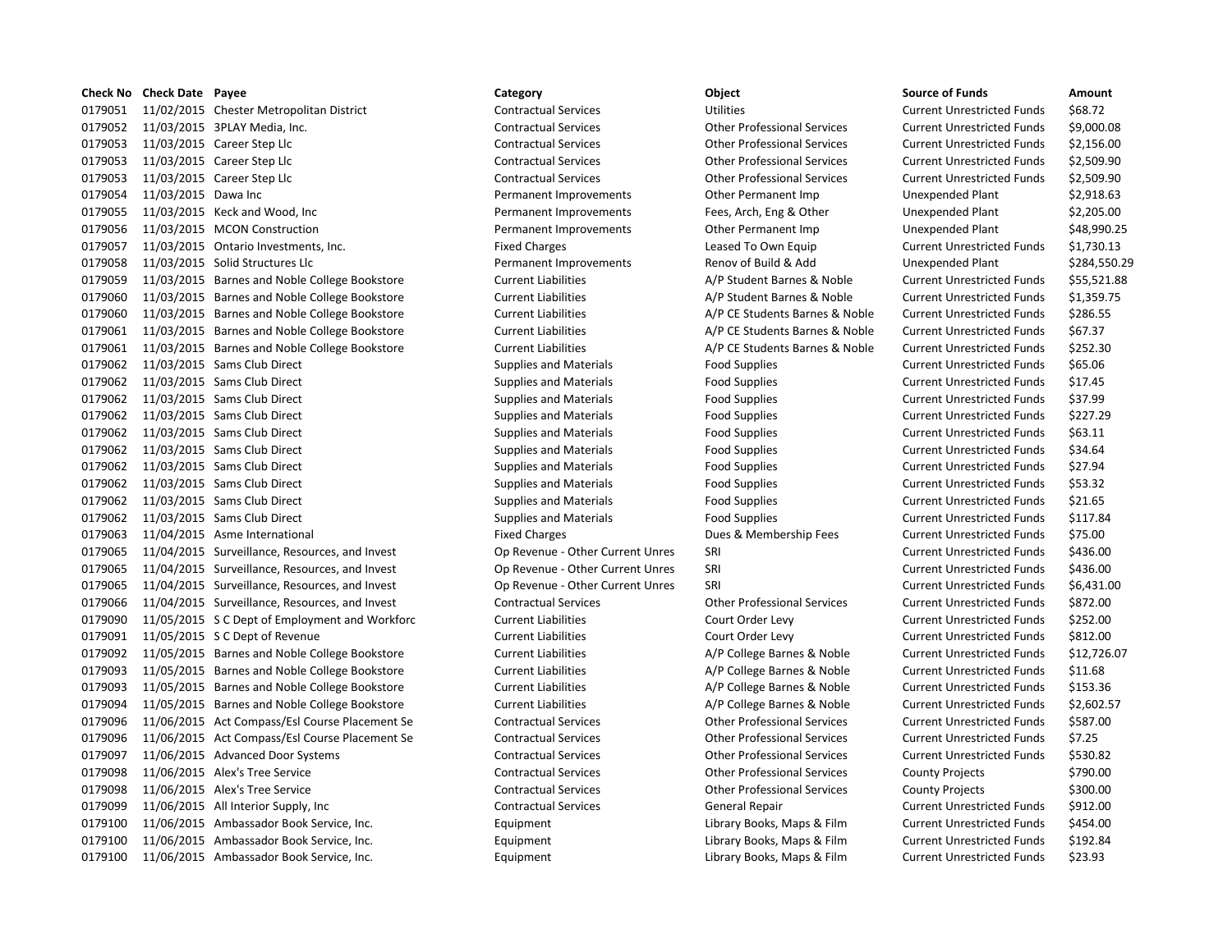| Check No | Check Date | Payee | Category | Object | Source of Funds | Amount |
|---|---|---|---|---|---|---|
| 0179051 | 11/02/2015 | Chester Metropolitan District | Contractual Services | Utilities | Current Unrestricted Funds | $68.72 |
| 0179052 | 11/03/2015 | 3PLAY Media, Inc. | Contractual Services | Other Professional Services | Current Unrestricted Funds | $9,000.08 |
| 0179053 | 11/03/2015 | Career Step Llc | Contractual Services | Other Professional Services | Current Unrestricted Funds | $2,156.00 |
| 0179053 | 11/03/2015 | Career Step Llc | Contractual Services | Other Professional Services | Current Unrestricted Funds | $2,509.90 |
| 0179053 | 11/03/2015 | Career Step Llc | Contractual Services | Other Professional Services | Current Unrestricted Funds | $2,509.90 |
| 0179054 | 11/03/2015 | Dawa Inc | Permanent Improvements | Other Permanent Imp | Unexpended Plant | $2,918.63 |
| 0179055 | 11/03/2015 | Keck and Wood, Inc | Permanent Improvements | Fees, Arch, Eng & Other | Unexpended Plant | $2,205.00 |
| 0179056 | 11/03/2015 | MCON Construction | Permanent Improvements | Other Permanent Imp | Unexpended Plant | $48,990.25 |
| 0179057 | 11/03/2015 | Ontario Investments, Inc. | Fixed Charges | Leased To Own Equip | Current Unrestricted Funds | $1,730.13 |
| 0179058 | 11/03/2015 | Solid Structures Llc | Permanent Improvements | Renov of Build & Add | Unexpended Plant | $284,550.29 |
| 0179059 | 11/03/2015 | Barnes and Noble College Bookstore | Current Liabilities | A/P Student Barnes & Noble | Current Unrestricted Funds | $55,521.88 |
| 0179060 | 11/03/2015 | Barnes and Noble College Bookstore | Current Liabilities | A/P Student Barnes & Noble | Current Unrestricted Funds | $1,359.75 |
| 0179060 | 11/03/2015 | Barnes and Noble College Bookstore | Current Liabilities | A/P CE Students Barnes & Noble | Current Unrestricted Funds | $286.55 |
| 0179061 | 11/03/2015 | Barnes and Noble College Bookstore | Current Liabilities | A/P CE Students Barnes & Noble | Current Unrestricted Funds | $67.37 |
| 0179061 | 11/03/2015 | Barnes and Noble College Bookstore | Current Liabilities | A/P CE Students Barnes & Noble | Current Unrestricted Funds | $252.30 |
| 0179062 | 11/03/2015 | Sams Club Direct | Supplies and Materials | Food Supplies | Current Unrestricted Funds | $65.06 |
| 0179062 | 11/03/2015 | Sams Club Direct | Supplies and Materials | Food Supplies | Current Unrestricted Funds | $17.45 |
| 0179062 | 11/03/2015 | Sams Club Direct | Supplies and Materials | Food Supplies | Current Unrestricted Funds | $37.99 |
| 0179062 | 11/03/2015 | Sams Club Direct | Supplies and Materials | Food Supplies | Current Unrestricted Funds | $227.29 |
| 0179062 | 11/03/2015 | Sams Club Direct | Supplies and Materials | Food Supplies | Current Unrestricted Funds | $63.11 |
| 0179062 | 11/03/2015 | Sams Club Direct | Supplies and Materials | Food Supplies | Current Unrestricted Funds | $34.64 |
| 0179062 | 11/03/2015 | Sams Club Direct | Supplies and Materials | Food Supplies | Current Unrestricted Funds | $27.94 |
| 0179062 | 11/03/2015 | Sams Club Direct | Supplies and Materials | Food Supplies | Current Unrestricted Funds | $53.32 |
| 0179062 | 11/03/2015 | Sams Club Direct | Supplies and Materials | Food Supplies | Current Unrestricted Funds | $21.65 |
| 0179062 | 11/03/2015 | Sams Club Direct | Supplies and Materials | Food Supplies | Current Unrestricted Funds | $117.84 |
| 0179063 | 11/04/2015 | Asme International | Fixed Charges | Dues & Membership Fees | Current Unrestricted Funds | $75.00 |
| 0179065 | 11/04/2015 | Surveillance, Resources, and Invest | Op Revenue - Other Current Unres | SRI | Current Unrestricted Funds | $436.00 |
| 0179065 | 11/04/2015 | Surveillance, Resources, and Invest | Op Revenue - Other Current Unres | SRI | Current Unrestricted Funds | $436.00 |
| 0179065 | 11/04/2015 | Surveillance, Resources, and Invest | Op Revenue - Other Current Unres | SRI | Current Unrestricted Funds | $6,431.00 |
| 0179066 | 11/04/2015 | Surveillance, Resources, and Invest | Contractual Services | Other Professional Services | Current Unrestricted Funds | $872.00 |
| 0179090 | 11/05/2015 | S C Dept of Employment and Workforc | Current Liabilities | Court Order Levy | Current Unrestricted Funds | $252.00 |
| 0179091 | 11/05/2015 | S C Dept of Revenue | Current Liabilities | Court Order Levy | Current Unrestricted Funds | $812.00 |
| 0179092 | 11/05/2015 | Barnes and Noble College Bookstore | Current Liabilities | A/P College Barnes & Noble | Current Unrestricted Funds | $12,726.07 |
| 0179093 | 11/05/2015 | Barnes and Noble College Bookstore | Current Liabilities | A/P College Barnes & Noble | Current Unrestricted Funds | $11.68 |
| 0179093 | 11/05/2015 | Barnes and Noble College Bookstore | Current Liabilities | A/P College Barnes & Noble | Current Unrestricted Funds | $153.36 |
| 0179094 | 11/05/2015 | Barnes and Noble College Bookstore | Current Liabilities | A/P College Barnes & Noble | Current Unrestricted Funds | $2,602.57 |
| 0179096 | 11/06/2015 | Act Compass/Esl Course Placement Se | Contractual Services | Other Professional Services | Current Unrestricted Funds | $587.00 |
| 0179096 | 11/06/2015 | Act Compass/Esl Course Placement Se | Contractual Services | Other Professional Services | Current Unrestricted Funds | $7.25 |
| 0179097 | 11/06/2015 | Advanced Door Systems | Contractual Services | Other Professional Services | Current Unrestricted Funds | $530.82 |
| 0179098 | 11/06/2015 | Alex's Tree Service | Contractual Services | Other Professional Services | County Projects | $790.00 |
| 0179098 | 11/06/2015 | Alex's Tree Service | Contractual Services | Other Professional Services | County Projects | $300.00 |
| 0179099 | 11/06/2015 | All Interior Supply, Inc | Contractual Services | General Repair | Current Unrestricted Funds | $912.00 |
| 0179100 | 11/06/2015 | Ambassador Book Service, Inc. | Equipment | Library Books, Maps & Film | Current Unrestricted Funds | $454.00 |
| 0179100 | 11/06/2015 | Ambassador Book Service, Inc. | Equipment | Library Books, Maps & Film | Current Unrestricted Funds | $192.84 |
| 0179100 | 11/06/2015 | Ambassador Book Service, Inc. | Equipment | Library Books, Maps & Film | Current Unrestricted Funds | $23.93 |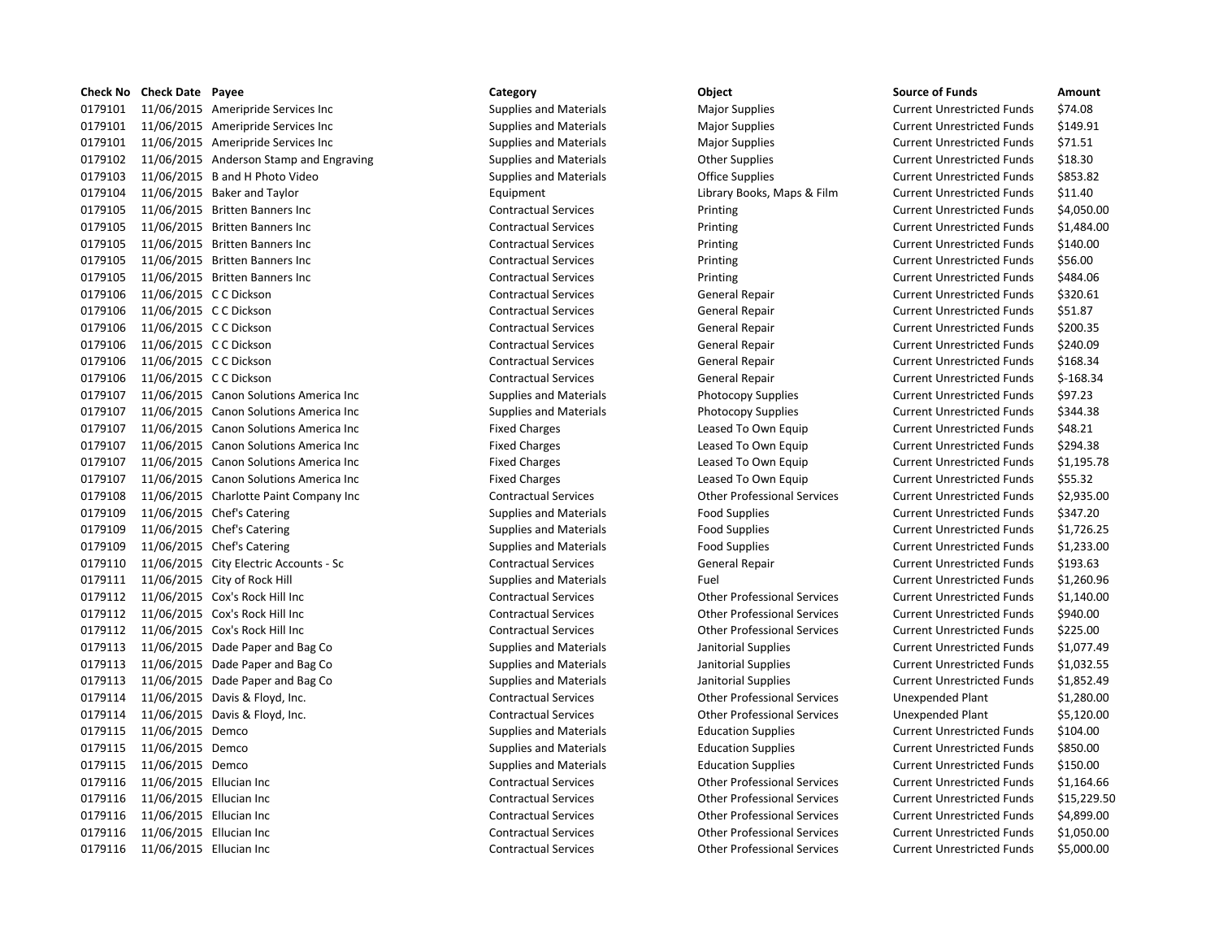| Check No | Check Date | Payee | Category | Object | Source of Funds | Amount |
|---|---|---|---|---|---|---|
| 0179101 | 11/06/2015 | Ameripride Services Inc | Supplies and Materials | Major Supplies | Current Unrestricted Funds | $74.08 |
| 0179101 | 11/06/2015 | Ameripride Services Inc | Supplies and Materials | Major Supplies | Current Unrestricted Funds | $149.91 |
| 0179101 | 11/06/2015 | Ameripride Services Inc | Supplies and Materials | Major Supplies | Current Unrestricted Funds | $71.51 |
| 0179102 | 11/06/2015 | Anderson Stamp and Engraving | Supplies and Materials | Other Supplies | Current Unrestricted Funds | $18.30 |
| 0179103 | 11/06/2015 | B and H Photo Video | Supplies and Materials | Office Supplies | Current Unrestricted Funds | $853.82 |
| 0179104 | 11/06/2015 | Baker and Taylor | Equipment | Library Books, Maps & Film | Current Unrestricted Funds | $11.40 |
| 0179105 | 11/06/2015 | Britten Banners Inc | Contractual Services | Printing | Current Unrestricted Funds | $4,050.00 |
| 0179105 | 11/06/2015 | Britten Banners Inc | Contractual Services | Printing | Current Unrestricted Funds | $1,484.00 |
| 0179105 | 11/06/2015 | Britten Banners Inc | Contractual Services | Printing | Current Unrestricted Funds | $140.00 |
| 0179105 | 11/06/2015 | Britten Banners Inc | Contractual Services | Printing | Current Unrestricted Funds | $56.00 |
| 0179105 | 11/06/2015 | Britten Banners Inc | Contractual Services | Printing | Current Unrestricted Funds | $484.06 |
| 0179106 | 11/06/2015 | C C Dickson | Contractual Services | General Repair | Current Unrestricted Funds | $320.61 |
| 0179106 | 11/06/2015 | C C Dickson | Contractual Services | General Repair | Current Unrestricted Funds | $51.87 |
| 0179106 | 11/06/2015 | C C Dickson | Contractual Services | General Repair | Current Unrestricted Funds | $200.35 |
| 0179106 | 11/06/2015 | C C Dickson | Contractual Services | General Repair | Current Unrestricted Funds | $240.09 |
| 0179106 | 11/06/2015 | C C Dickson | Contractual Services | General Repair | Current Unrestricted Funds | $168.34 |
| 0179106 | 11/06/2015 | C C Dickson | Contractual Services | General Repair | Current Unrestricted Funds | $-168.34 |
| 0179107 | 11/06/2015 | Canon Solutions America Inc | Supplies and Materials | Photocopy Supplies | Current Unrestricted Funds | $97.23 |
| 0179107 | 11/06/2015 | Canon Solutions America Inc | Supplies and Materials | Photocopy Supplies | Current Unrestricted Funds | $344.38 |
| 0179107 | 11/06/2015 | Canon Solutions America Inc | Fixed Charges | Leased To Own Equip | Current Unrestricted Funds | $48.21 |
| 0179107 | 11/06/2015 | Canon Solutions America Inc | Fixed Charges | Leased To Own Equip | Current Unrestricted Funds | $294.38 |
| 0179107 | 11/06/2015 | Canon Solutions America Inc | Fixed Charges | Leased To Own Equip | Current Unrestricted Funds | $1,195.78 |
| 0179107 | 11/06/2015 | Canon Solutions America Inc | Fixed Charges | Leased To Own Equip | Current Unrestricted Funds | $55.32 |
| 0179108 | 11/06/2015 | Charlotte Paint Company Inc | Contractual Services | Other Professional Services | Current Unrestricted Funds | $2,935.00 |
| 0179109 | 11/06/2015 | Chef's Catering | Supplies and Materials | Food Supplies | Current Unrestricted Funds | $347.20 |
| 0179109 | 11/06/2015 | Chef's Catering | Supplies and Materials | Food Supplies | Current Unrestricted Funds | $1,726.25 |
| 0179109 | 11/06/2015 | Chef's Catering | Supplies and Materials | Food Supplies | Current Unrestricted Funds | $1,233.00 |
| 0179110 | 11/06/2015 | City Electric Accounts - Sc | Contractual Services | General Repair | Current Unrestricted Funds | $193.63 |
| 0179111 | 11/06/2015 | City of Rock Hill | Supplies and Materials | Fuel | Current Unrestricted Funds | $1,260.96 |
| 0179112 | 11/06/2015 | Cox's Rock Hill Inc | Contractual Services | Other Professional Services | Current Unrestricted Funds | $1,140.00 |
| 0179112 | 11/06/2015 | Cox's Rock Hill Inc | Contractual Services | Other Professional Services | Current Unrestricted Funds | $940.00 |
| 0179112 | 11/06/2015 | Cox's Rock Hill Inc | Contractual Services | Other Professional Services | Current Unrestricted Funds | $225.00 |
| 0179113 | 11/06/2015 | Dade Paper and Bag Co | Supplies and Materials | Janitorial Supplies | Current Unrestricted Funds | $1,077.49 |
| 0179113 | 11/06/2015 | Dade Paper and Bag Co | Supplies and Materials | Janitorial Supplies | Current Unrestricted Funds | $1,032.55 |
| 0179113 | 11/06/2015 | Dade Paper and Bag Co | Supplies and Materials | Janitorial Supplies | Current Unrestricted Funds | $1,852.49 |
| 0179114 | 11/06/2015 | Davis & Floyd, Inc. | Contractual Services | Other Professional Services | Unexpended Plant | $1,280.00 |
| 0179114 | 11/06/2015 | Davis & Floyd, Inc. | Contractual Services | Other Professional Services | Unexpended Plant | $5,120.00 |
| 0179115 | 11/06/2015 | Demco | Supplies and Materials | Education Supplies | Current Unrestricted Funds | $104.00 |
| 0179115 | 11/06/2015 | Demco | Supplies and Materials | Education Supplies | Current Unrestricted Funds | $850.00 |
| 0179115 | 11/06/2015 | Demco | Supplies and Materials | Education Supplies | Current Unrestricted Funds | $150.00 |
| 0179116 | 11/06/2015 | Ellucian Inc | Contractual Services | Other Professional Services | Current Unrestricted Funds | $1,164.66 |
| 0179116 | 11/06/2015 | Ellucian Inc | Contractual Services | Other Professional Services | Current Unrestricted Funds | $15,229.50 |
| 0179116 | 11/06/2015 | Ellucian Inc | Contractual Services | Other Professional Services | Current Unrestricted Funds | $4,899.00 |
| 0179116 | 11/06/2015 | Ellucian Inc | Contractual Services | Other Professional Services | Current Unrestricted Funds | $1,050.00 |
| 0179116 | 11/06/2015 | Ellucian Inc | Contractual Services | Other Professional Services | Current Unrestricted Funds | $5,000.00 |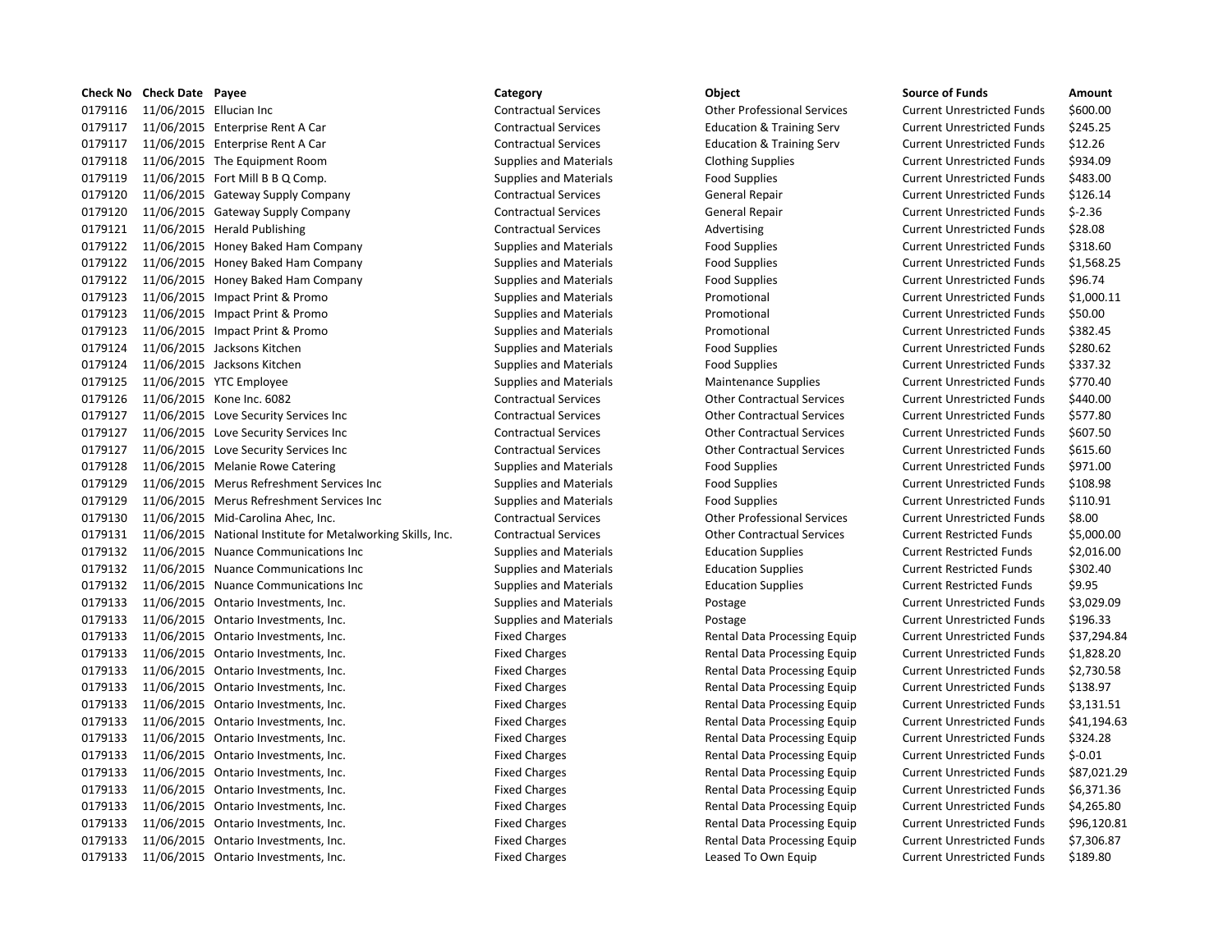| Check No | Check Date | Payee | Category | Object | Source of Funds | Amount |
|---|---|---|---|---|---|---|
| 0179116 | 11/06/2015 | Ellucian Inc | Contractual Services | Other Professional Services | Current Unrestricted Funds | $600.00 |
| 0179117 | 11/06/2015 | Enterprise Rent A Car | Contractual Services | Education & Training Serv | Current Unrestricted Funds | $245.25 |
| 0179117 | 11/06/2015 | Enterprise Rent A Car | Contractual Services | Education & Training Serv | Current Unrestricted Funds | $12.26 |
| 0179118 | 11/06/2015 | The Equipment Room | Supplies and Materials | Clothing Supplies | Current Unrestricted Funds | $934.09 |
| 0179119 | 11/06/2015 | Fort Mill B B Q Comp. | Supplies and Materials | Food Supplies | Current Unrestricted Funds | $483.00 |
| 0179120 | 11/06/2015 | Gateway Supply Company | Contractual Services | General Repair | Current Unrestricted Funds | $126.14 |
| 0179120 | 11/06/2015 | Gateway Supply Company | Contractual Services | General Repair | Current Unrestricted Funds | $-2.36 |
| 0179121 | 11/06/2015 | Herald Publishing | Contractual Services | Advertising | Current Unrestricted Funds | $28.08 |
| 0179122 | 11/06/2015 | Honey Baked Ham Company | Supplies and Materials | Food Supplies | Current Unrestricted Funds | $318.60 |
| 0179122 | 11/06/2015 | Honey Baked Ham Company | Supplies and Materials | Food Supplies | Current Unrestricted Funds | $1,568.25 |
| 0179122 | 11/06/2015 | Honey Baked Ham Company | Supplies and Materials | Food Supplies | Current Unrestricted Funds | $96.74 |
| 0179123 | 11/06/2015 | Impact Print & Promo | Supplies and Materials | Promotional | Current Unrestricted Funds | $1,000.11 |
| 0179123 | 11/06/2015 | Impact Print & Promo | Supplies and Materials | Promotional | Current Unrestricted Funds | $50.00 |
| 0179123 | 11/06/2015 | Impact Print & Promo | Supplies and Materials | Promotional | Current Unrestricted Funds | $382.45 |
| 0179124 | 11/06/2015 | Jacksons Kitchen | Supplies and Materials | Food Supplies | Current Unrestricted Funds | $280.62 |
| 0179124 | 11/06/2015 | Jacksons Kitchen | Supplies and Materials | Food Supplies | Current Unrestricted Funds | $337.32 |
| 0179125 | 11/06/2015 | YTC Employee | Supplies and Materials | Maintenance Supplies | Current Unrestricted Funds | $770.40 |
| 0179126 | 11/06/2015 | Kone Inc. 6082 | Contractual Services | Other Contractual Services | Current Unrestricted Funds | $440.00 |
| 0179127 | 11/06/2015 | Love Security Services Inc | Contractual Services | Other Contractual Services | Current Unrestricted Funds | $577.80 |
| 0179127 | 11/06/2015 | Love Security Services Inc | Contractual Services | Other Contractual Services | Current Unrestricted Funds | $607.50 |
| 0179127 | 11/06/2015 | Love Security Services Inc | Contractual Services | Other Contractual Services | Current Unrestricted Funds | $615.60 |
| 0179128 | 11/06/2015 | Melanie Rowe Catering | Supplies and Materials | Food Supplies | Current Unrestricted Funds | $971.00 |
| 0179129 | 11/06/2015 | Merus Refreshment Services Inc | Supplies and Materials | Food Supplies | Current Unrestricted Funds | $108.98 |
| 0179129 | 11/06/2015 | Merus Refreshment Services Inc | Supplies and Materials | Food Supplies | Current Unrestricted Funds | $110.91 |
| 0179130 | 11/06/2015 | Mid-Carolina Ahec, Inc. | Contractual Services | Other Professional Services | Current Unrestricted Funds | $8.00 |
| 0179131 | 11/06/2015 | National Institute for Metalworking Skills, Inc. | Contractual Services | Other Contractual Services | Current Restricted Funds | $5,000.00 |
| 0179132 | 11/06/2015 | Nuance Communications Inc | Supplies and Materials | Education Supplies | Current Restricted Funds | $2,016.00 |
| 0179132 | 11/06/2015 | Nuance Communications Inc | Supplies and Materials | Education Supplies | Current Restricted Funds | $302.40 |
| 0179132 | 11/06/2015 | Nuance Communications Inc | Supplies and Materials | Education Supplies | Current Restricted Funds | $9.95 |
| 0179133 | 11/06/2015 | Ontario Investments, Inc. | Supplies and Materials | Postage | Current Unrestricted Funds | $3,029.09 |
| 0179133 | 11/06/2015 | Ontario Investments, Inc. | Supplies and Materials | Postage | Current Unrestricted Funds | $196.33 |
| 0179133 | 11/06/2015 | Ontario Investments, Inc. | Fixed Charges | Rental Data Processing Equip | Current Unrestricted Funds | $37,294.84 |
| 0179133 | 11/06/2015 | Ontario Investments, Inc. | Fixed Charges | Rental Data Processing Equip | Current Unrestricted Funds | $1,828.20 |
| 0179133 | 11/06/2015 | Ontario Investments, Inc. | Fixed Charges | Rental Data Processing Equip | Current Unrestricted Funds | $2,730.58 |
| 0179133 | 11/06/2015 | Ontario Investments, Inc. | Fixed Charges | Rental Data Processing Equip | Current Unrestricted Funds | $138.97 |
| 0179133 | 11/06/2015 | Ontario Investments, Inc. | Fixed Charges | Rental Data Processing Equip | Current Unrestricted Funds | $3,131.51 |
| 0179133 | 11/06/2015 | Ontario Investments, Inc. | Fixed Charges | Rental Data Processing Equip | Current Unrestricted Funds | $41,194.63 |
| 0179133 | 11/06/2015 | Ontario Investments, Inc. | Fixed Charges | Rental Data Processing Equip | Current Unrestricted Funds | $324.28 |
| 0179133 | 11/06/2015 | Ontario Investments, Inc. | Fixed Charges | Rental Data Processing Equip | Current Unrestricted Funds | $-0.01 |
| 0179133 | 11/06/2015 | Ontario Investments, Inc. | Fixed Charges | Rental Data Processing Equip | Current Unrestricted Funds | $87,021.29 |
| 0179133 | 11/06/2015 | Ontario Investments, Inc. | Fixed Charges | Rental Data Processing Equip | Current Unrestricted Funds | $6,371.36 |
| 0179133 | 11/06/2015 | Ontario Investments, Inc. | Fixed Charges | Rental Data Processing Equip | Current Unrestricted Funds | $4,265.80 |
| 0179133 | 11/06/2015 | Ontario Investments, Inc. | Fixed Charges | Rental Data Processing Equip | Current Unrestricted Funds | $96,120.81 |
| 0179133 | 11/06/2015 | Ontario Investments, Inc. | Fixed Charges | Rental Data Processing Equip | Current Unrestricted Funds | $7,306.87 |
| 0179133 | 11/06/2015 | Ontario Investments, Inc. | Fixed Charges | Leased To Own Equip | Current Unrestricted Funds | $189.80 |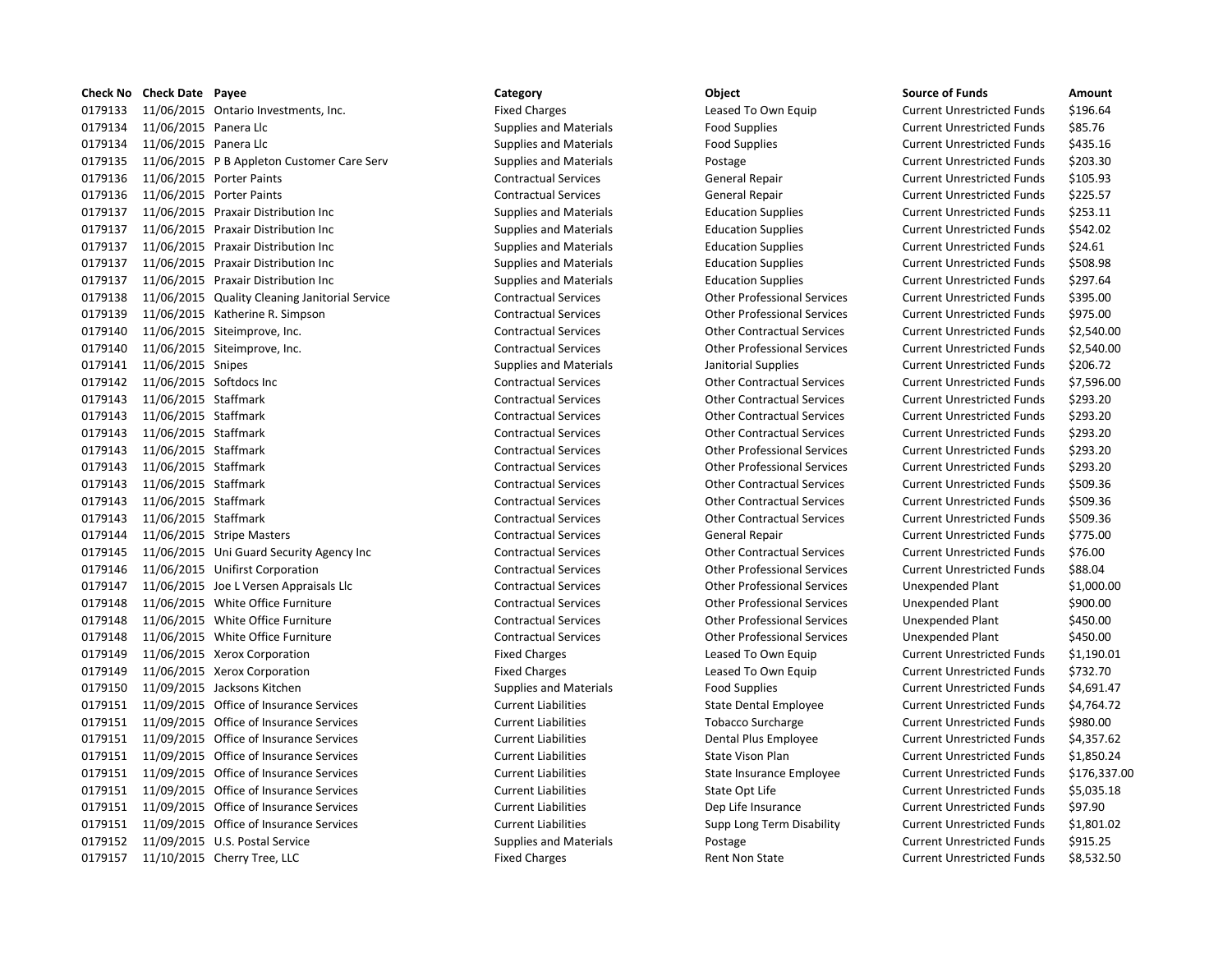| Check No | Check Date | Payee | Category | Object | Source of Funds | Amount |
| --- | --- | --- | --- | --- | --- | --- |
| 0179133 | 11/06/2015 | Ontario Investments, Inc. | Fixed Charges | Leased To Own Equip | Current Unrestricted Funds | $196.64 |
| 0179134 | 11/06/2015 | Panera Llc | Supplies and Materials | Food Supplies | Current Unrestricted Funds | $85.76 |
| 0179134 | 11/06/2015 | Panera Llc | Supplies and Materials | Food Supplies | Current Unrestricted Funds | $435.16 |
| 0179135 | 11/06/2015 | P B Appleton Customer Care Serv | Supplies and Materials | Postage | Current Unrestricted Funds | $203.30 |
| 0179136 | 11/06/2015 | Porter Paints | Contractual Services | General Repair | Current Unrestricted Funds | $105.93 |
| 0179136 | 11/06/2015 | Porter Paints | Contractual Services | General Repair | Current Unrestricted Funds | $225.57 |
| 0179137 | 11/06/2015 | Praxair Distribution Inc | Supplies and Materials | Education Supplies | Current Unrestricted Funds | $253.11 |
| 0179137 | 11/06/2015 | Praxair Distribution Inc | Supplies and Materials | Education Supplies | Current Unrestricted Funds | $542.02 |
| 0179137 | 11/06/2015 | Praxair Distribution Inc | Supplies and Materials | Education Supplies | Current Unrestricted Funds | $24.61 |
| 0179137 | 11/06/2015 | Praxair Distribution Inc | Supplies and Materials | Education Supplies | Current Unrestricted Funds | $508.98 |
| 0179137 | 11/06/2015 | Praxair Distribution Inc | Supplies and Materials | Education Supplies | Current Unrestricted Funds | $297.64 |
| 0179138 | 11/06/2015 | Quality Cleaning Janitorial Service | Contractual Services | Other Professional Services | Current Unrestricted Funds | $395.00 |
| 0179139 | 11/06/2015 | Katherine R. Simpson | Contractual Services | Other Professional Services | Current Unrestricted Funds | $975.00 |
| 0179140 | 11/06/2015 | Siteimprove, Inc. | Contractual Services | Other Contractual Services | Current Unrestricted Funds | $2,540.00 |
| 0179140 | 11/06/2015 | Siteimprove, Inc. | Contractual Services | Other Professional Services | Current Unrestricted Funds | $2,540.00 |
| 0179141 | 11/06/2015 | Snipes | Supplies and Materials | Janitorial Supplies | Current Unrestricted Funds | $206.72 |
| 0179142 | 11/06/2015 | Softdocs Inc | Contractual Services | Other Contractual Services | Current Unrestricted Funds | $7,596.00 |
| 0179143 | 11/06/2015 | Staffmark | Contractual Services | Other Contractual Services | Current Unrestricted Funds | $293.20 |
| 0179143 | 11/06/2015 | Staffmark | Contractual Services | Other Contractual Services | Current Unrestricted Funds | $293.20 |
| 0179143 | 11/06/2015 | Staffmark | Contractual Services | Other Contractual Services | Current Unrestricted Funds | $293.20 |
| 0179143 | 11/06/2015 | Staffmark | Contractual Services | Other Professional Services | Current Unrestricted Funds | $293.20 |
| 0179143 | 11/06/2015 | Staffmark | Contractual Services | Other Professional Services | Current Unrestricted Funds | $293.20 |
| 0179143 | 11/06/2015 | Staffmark | Contractual Services | Other Contractual Services | Current Unrestricted Funds | $509.36 |
| 0179143 | 11/06/2015 | Staffmark | Contractual Services | Other Contractual Services | Current Unrestricted Funds | $509.36 |
| 0179143 | 11/06/2015 | Staffmark | Contractual Services | Other Contractual Services | Current Unrestricted Funds | $509.36 |
| 0179144 | 11/06/2015 | Stripe Masters | Contractual Services | General Repair | Current Unrestricted Funds | $775.00 |
| 0179145 | 11/06/2015 | Uni Guard Security Agency Inc | Contractual Services | Other Contractual Services | Current Unrestricted Funds | $76.00 |
| 0179146 | 11/06/2015 | Unifirst Corporation | Contractual Services | Other Professional Services | Current Unrestricted Funds | $88.04 |
| 0179147 | 11/06/2015 | Joe L Versen Appraisals Llc | Contractual Services | Other Professional Services | Unexpended Plant | $1,000.00 |
| 0179148 | 11/06/2015 | White Office Furniture | Contractual Services | Other Professional Services | Unexpended Plant | $900.00 |
| 0179148 | 11/06/2015 | White Office Furniture | Contractual Services | Other Professional Services | Unexpended Plant | $450.00 |
| 0179148 | 11/06/2015 | White Office Furniture | Contractual Services | Other Professional Services | Unexpended Plant | $450.00 |
| 0179149 | 11/06/2015 | Xerox Corporation | Fixed Charges | Leased To Own Equip | Current Unrestricted Funds | $1,190.01 |
| 0179149 | 11/06/2015 | Xerox Corporation | Fixed Charges | Leased To Own Equip | Current Unrestricted Funds | $732.70 |
| 0179150 | 11/09/2015 | Jacksons Kitchen | Supplies and Materials | Food Supplies | Current Unrestricted Funds | $4,691.47 |
| 0179151 | 11/09/2015 | Office of Insurance Services | Current Liabilities | State Dental Employee | Current Unrestricted Funds | $4,764.72 |
| 0179151 | 11/09/2015 | Office of Insurance Services | Current Liabilities | Tobacco Surcharge | Current Unrestricted Funds | $980.00 |
| 0179151 | 11/09/2015 | Office of Insurance Services | Current Liabilities | Dental Plus Employee | Current Unrestricted Funds | $4,357.62 |
| 0179151 | 11/09/2015 | Office of Insurance Services | Current Liabilities | State Vison Plan | Current Unrestricted Funds | $1,850.24 |
| 0179151 | 11/09/2015 | Office of Insurance Services | Current Liabilities | State Insurance Employee | Current Unrestricted Funds | $176,337.00 |
| 0179151 | 11/09/2015 | Office of Insurance Services | Current Liabilities | State Opt Life | Current Unrestricted Funds | $5,035.18 |
| 0179151 | 11/09/2015 | Office of Insurance Services | Current Liabilities | Dep Life Insurance | Current Unrestricted Funds | $97.90 |
| 0179151 | 11/09/2015 | Office of Insurance Services | Current Liabilities | Supp Long Term Disability | Current Unrestricted Funds | $1,801.02 |
| 0179152 | 11/09/2015 | U.S. Postal Service | Supplies and Materials | Postage | Current Unrestricted Funds | $915.25 |
| 0179157 | 11/10/2015 | Cherry Tree, LLC | Fixed Charges | Rent Non State | Current Unrestricted Funds | $8,532.50 |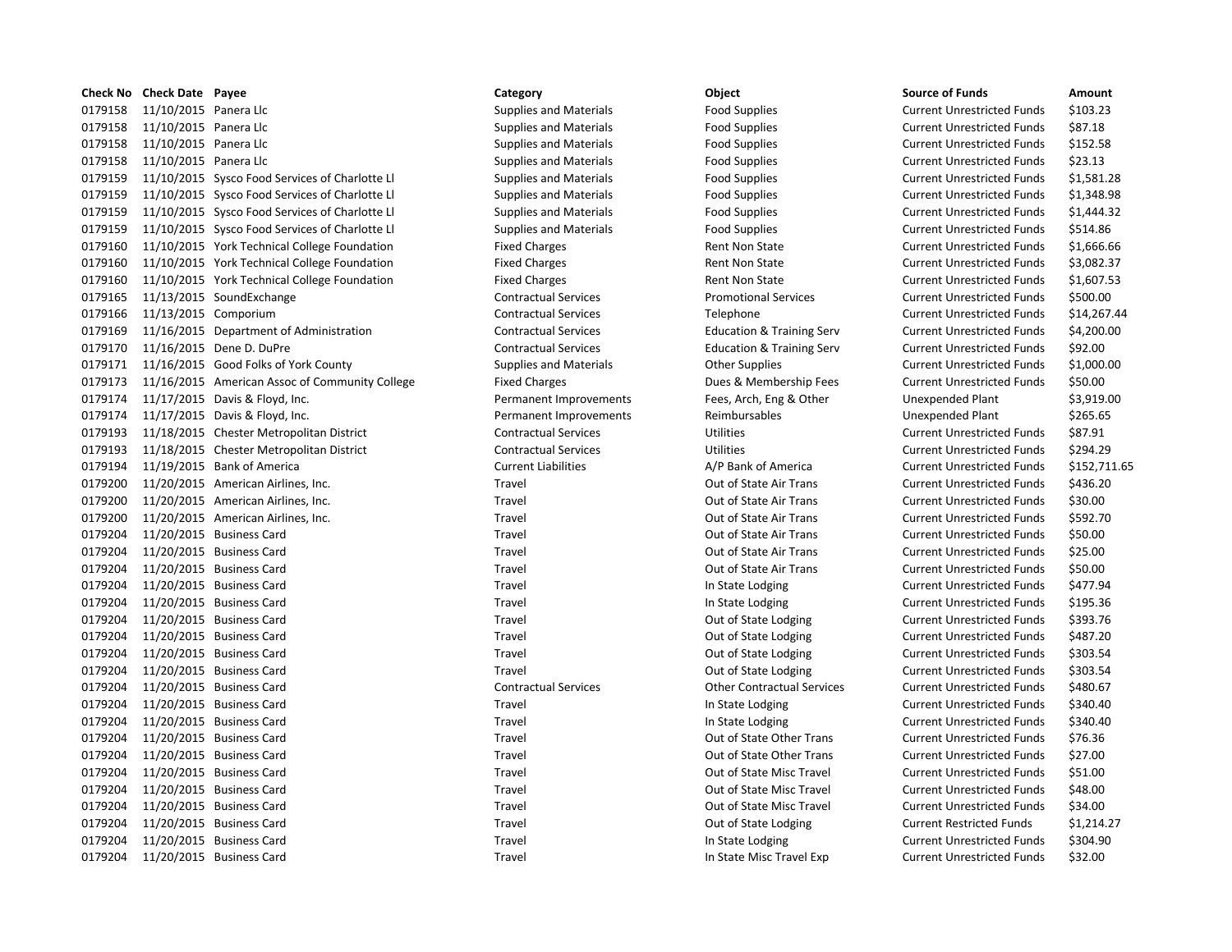| Check No | Check Date | Payee | Category | Object | Source of Funds | Amount |
|---|---|---|---|---|---|---|
| 0179158 | 11/10/2015 | Panera Llc | Supplies and Materials | Food Supplies | Current Unrestricted Funds | $103.23 |
| 0179158 | 11/10/2015 | Panera Llc | Supplies and Materials | Food Supplies | Current Unrestricted Funds | $87.18 |
| 0179158 | 11/10/2015 | Panera Llc | Supplies and Materials | Food Supplies | Current Unrestricted Funds | $152.58 |
| 0179158 | 11/10/2015 | Panera Llc | Supplies and Materials | Food Supplies | Current Unrestricted Funds | $23.13 |
| 0179159 | 11/10/2015 | Sysco Food Services of Charlotte Ll | Supplies and Materials | Food Supplies | Current Unrestricted Funds | $1,581.28 |
| 0179159 | 11/10/2015 | Sysco Food Services of Charlotte Ll | Supplies and Materials | Food Supplies | Current Unrestricted Funds | $1,348.98 |
| 0179159 | 11/10/2015 | Sysco Food Services of Charlotte Ll | Supplies and Materials | Food Supplies | Current Unrestricted Funds | $1,444.32 |
| 0179159 | 11/10/2015 | Sysco Food Services of Charlotte Ll | Supplies and Materials | Food Supplies | Current Unrestricted Funds | $514.86 |
| 0179160 | 11/10/2015 | York Technical College Foundation | Fixed Charges | Rent Non State | Current Unrestricted Funds | $1,666.66 |
| 0179160 | 11/10/2015 | York Technical College Foundation | Fixed Charges | Rent Non State | Current Unrestricted Funds | $3,082.37 |
| 0179160 | 11/10/2015 | York Technical College Foundation | Fixed Charges | Rent Non State | Current Unrestricted Funds | $1,607.53 |
| 0179165 | 11/13/2015 | SoundExchange | Contractual Services | Promotional Services | Current Unrestricted Funds | $500.00 |
| 0179166 | 11/13/2015 | Comporium | Contractual Services | Telephone | Current Unrestricted Funds | $14,267.44 |
| 0179169 | 11/16/2015 | Department of Administration | Contractual Services | Education & Training Serv | Current Unrestricted Funds | $4,200.00 |
| 0179170 | 11/16/2015 | Dene D. DuPre | Contractual Services | Education & Training Serv | Current Unrestricted Funds | $92.00 |
| 0179171 | 11/16/2015 | Good Folks of York County | Supplies and Materials | Other Supplies | Current Unrestricted Funds | $1,000.00 |
| 0179173 | 11/16/2015 | American Assoc of Community College | Fixed Charges | Dues & Membership Fees | Current Unrestricted Funds | $50.00 |
| 0179174 | 11/17/2015 | Davis & Floyd, Inc. | Permanent Improvements | Fees, Arch, Eng & Other | Unexpended Plant | $3,919.00 |
| 0179174 | 11/17/2015 | Davis & Floyd, Inc. | Permanent Improvements | Reimbursables | Unexpended Plant | $265.65 |
| 0179193 | 11/18/2015 | Chester Metropolitan District | Contractual Services | Utilities | Current Unrestricted Funds | $87.91 |
| 0179193 | 11/18/2015 | Chester Metropolitan District | Contractual Services | Utilities | Current Unrestricted Funds | $294.29 |
| 0179194 | 11/19/2015 | Bank of America | Current Liabilities | A/P Bank of America | Current Unrestricted Funds | $152,711.65 |
| 0179200 | 11/20/2015 | American Airlines, Inc. | Travel | Out of State Air Trans | Current Unrestricted Funds | $436.20 |
| 0179200 | 11/20/2015 | American Airlines, Inc. | Travel | Out of State Air Trans | Current Unrestricted Funds | $30.00 |
| 0179200 | 11/20/2015 | American Airlines, Inc. | Travel | Out of State Air Trans | Current Unrestricted Funds | $592.70 |
| 0179204 | 11/20/2015 | Business Card | Travel | Out of State Air Trans | Current Unrestricted Funds | $50.00 |
| 0179204 | 11/20/2015 | Business Card | Travel | Out of State Air Trans | Current Unrestricted Funds | $25.00 |
| 0179204 | 11/20/2015 | Business Card | Travel | Out of State Air Trans | Current Unrestricted Funds | $50.00 |
| 0179204 | 11/20/2015 | Business Card | Travel | In State Lodging | Current Unrestricted Funds | $477.94 |
| 0179204 | 11/20/2015 | Business Card | Travel | In State Lodging | Current Unrestricted Funds | $195.36 |
| 0179204 | 11/20/2015 | Business Card | Travel | Out of State Lodging | Current Unrestricted Funds | $393.76 |
| 0179204 | 11/20/2015 | Business Card | Travel | Out of State Lodging | Current Unrestricted Funds | $487.20 |
| 0179204 | 11/20/2015 | Business Card | Travel | Out of State Lodging | Current Unrestricted Funds | $303.54 |
| 0179204 | 11/20/2015 | Business Card | Travel | Out of State Lodging | Current Unrestricted Funds | $303.54 |
| 0179204 | 11/20/2015 | Business Card | Contractual Services | Other Contractual Services | Current Unrestricted Funds | $480.67 |
| 0179204 | 11/20/2015 | Business Card | Travel | In State Lodging | Current Unrestricted Funds | $340.40 |
| 0179204 | 11/20/2015 | Business Card | Travel | In State Lodging | Current Unrestricted Funds | $340.40 |
| 0179204 | 11/20/2015 | Business Card | Travel | Out of State Other Trans | Current Unrestricted Funds | $76.36 |
| 0179204 | 11/20/2015 | Business Card | Travel | Out of State Other Trans | Current Unrestricted Funds | $27.00 |
| 0179204 | 11/20/2015 | Business Card | Travel | Out of State Misc Travel | Current Unrestricted Funds | $51.00 |
| 0179204 | 11/20/2015 | Business Card | Travel | Out of State Misc Travel | Current Unrestricted Funds | $48.00 |
| 0179204 | 11/20/2015 | Business Card | Travel | Out of State Misc Travel | Current Unrestricted Funds | $34.00 |
| 0179204 | 11/20/2015 | Business Card | Travel | Out of State Lodging | Current Restricted Funds | $1,214.27 |
| 0179204 | 11/20/2015 | Business Card | Travel | In State Lodging | Current Unrestricted Funds | $304.90 |
| 0179204 | 11/20/2015 | Business Card | Travel | In State Misc Travel Exp | Current Unrestricted Funds | $32.00 |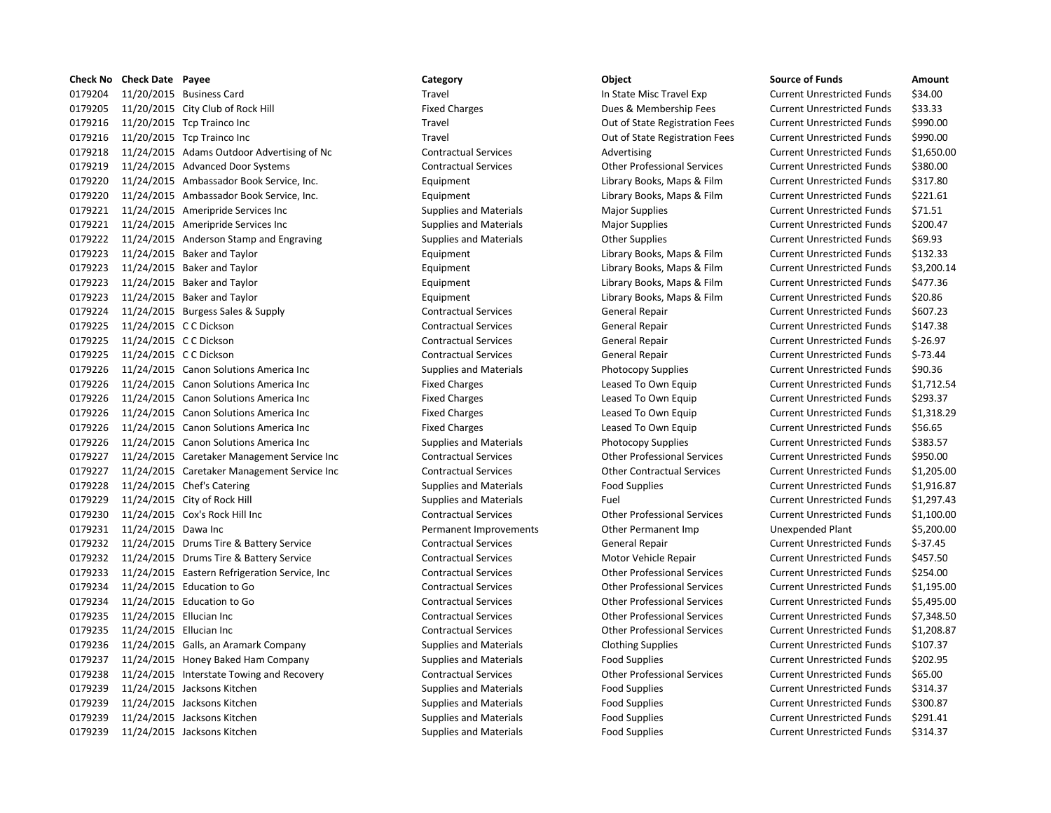| Check No | Check Date | Payee | Category | Object | Source of Funds | Amount |
|---|---|---|---|---|---|---|
| 0179204 | 11/20/2015 | Business Card | Travel | In State Misc Travel Exp | Current Unrestricted Funds | $34.00 |
| 0179205 | 11/20/2015 | City Club of Rock Hill | Fixed Charges | Dues & Membership Fees | Current Unrestricted Funds | $33.33 |
| 0179216 | 11/20/2015 | Tcp Trainco Inc | Travel | Out of State Registration Fees | Current Unrestricted Funds | $990.00 |
| 0179216 | 11/20/2015 | Tcp Trainco Inc | Travel | Out of State Registration Fees | Current Unrestricted Funds | $990.00 |
| 0179218 | 11/24/2015 | Adams Outdoor Advertising of Nc | Contractual Services | Advertising | Current Unrestricted Funds | $1,650.00 |
| 0179219 | 11/24/2015 | Advanced Door Systems | Contractual Services | Other Professional Services | Current Unrestricted Funds | $380.00 |
| 0179220 | 11/24/2015 | Ambassador Book Service, Inc. | Equipment | Library Books, Maps & Film | Current Unrestricted Funds | $317.80 |
| 0179220 | 11/24/2015 | Ambassador Book Service, Inc. | Equipment | Library Books, Maps & Film | Current Unrestricted Funds | $221.61 |
| 0179221 | 11/24/2015 | Ameripride Services Inc | Supplies and Materials | Major Supplies | Current Unrestricted Funds | $71.51 |
| 0179221 | 11/24/2015 | Ameripride Services Inc | Supplies and Materials | Major Supplies | Current Unrestricted Funds | $200.47 |
| 0179222 | 11/24/2015 | Anderson Stamp and Engraving | Supplies and Materials | Other Supplies | Current Unrestricted Funds | $69.93 |
| 0179223 | 11/24/2015 | Baker and Taylor | Equipment | Library Books, Maps & Film | Current Unrestricted Funds | $132.33 |
| 0179223 | 11/24/2015 | Baker and Taylor | Equipment | Library Books, Maps & Film | Current Unrestricted Funds | $3,200.14 |
| 0179223 | 11/24/2015 | Baker and Taylor | Equipment | Library Books, Maps & Film | Current Unrestricted Funds | $477.36 |
| 0179223 | 11/24/2015 | Baker and Taylor | Equipment | Library Books, Maps & Film | Current Unrestricted Funds | $20.86 |
| 0179224 | 11/24/2015 | Burgess Sales & Supply | Contractual Services | General Repair | Current Unrestricted Funds | $607.23 |
| 0179225 | 11/24/2015 | C C Dickson | Contractual Services | General Repair | Current Unrestricted Funds | $147.38 |
| 0179225 | 11/24/2015 | C C Dickson | Contractual Services | General Repair | Current Unrestricted Funds | $-26.97 |
| 0179225 | 11/24/2015 | C C Dickson | Contractual Services | General Repair | Current Unrestricted Funds | $-73.44 |
| 0179226 | 11/24/2015 | Canon Solutions America Inc | Supplies and Materials | Photocopy Supplies | Current Unrestricted Funds | $90.36 |
| 0179226 | 11/24/2015 | Canon Solutions America Inc | Fixed Charges | Leased To Own Equip | Current Unrestricted Funds | $1,712.54 |
| 0179226 | 11/24/2015 | Canon Solutions America Inc | Fixed Charges | Leased To Own Equip | Current Unrestricted Funds | $293.37 |
| 0179226 | 11/24/2015 | Canon Solutions America Inc | Fixed Charges | Leased To Own Equip | Current Unrestricted Funds | $1,318.29 |
| 0179226 | 11/24/2015 | Canon Solutions America Inc | Fixed Charges | Leased To Own Equip | Current Unrestricted Funds | $56.65 |
| 0179226 | 11/24/2015 | Canon Solutions America Inc | Supplies and Materials | Photocopy Supplies | Current Unrestricted Funds | $383.57 |
| 0179227 | 11/24/2015 | Caretaker Management Service Inc | Contractual Services | Other Professional Services | Current Unrestricted Funds | $950.00 |
| 0179227 | 11/24/2015 | Caretaker Management Service Inc | Contractual Services | Other Contractual Services | Current Unrestricted Funds | $1,205.00 |
| 0179228 | 11/24/2015 | Chef's Catering | Supplies and Materials | Food Supplies | Current Unrestricted Funds | $1,916.87 |
| 0179229 | 11/24/2015 | City of Rock Hill | Supplies and Materials | Fuel | Current Unrestricted Funds | $1,297.43 |
| 0179230 | 11/24/2015 | Cox's Rock Hill Inc | Contractual Services | Other Professional Services | Current Unrestricted Funds | $1,100.00 |
| 0179231 | 11/24/2015 | Dawa Inc | Permanent Improvements | Other Permanent Imp | Unexpended Plant | $5,200.00 |
| 0179232 | 11/24/2015 | Drums Tire & Battery Service | Contractual Services | General Repair | Current Unrestricted Funds | $-37.45 |
| 0179232 | 11/24/2015 | Drums Tire & Battery Service | Contractual Services | Motor Vehicle Repair | Current Unrestricted Funds | $457.50 |
| 0179233 | 11/24/2015 | Eastern Refrigeration Service, Inc | Contractual Services | Other Professional Services | Current Unrestricted Funds | $254.00 |
| 0179234 | 11/24/2015 | Education to Go | Contractual Services | Other Professional Services | Current Unrestricted Funds | $1,195.00 |
| 0179234 | 11/24/2015 | Education to Go | Contractual Services | Other Professional Services | Current Unrestricted Funds | $5,495.00 |
| 0179235 | 11/24/2015 | Ellucian Inc | Contractual Services | Other Professional Services | Current Unrestricted Funds | $7,348.50 |
| 0179235 | 11/24/2015 | Ellucian Inc | Contractual Services | Other Professional Services | Current Unrestricted Funds | $1,208.87 |
| 0179236 | 11/24/2015 | Galls, an Aramark Company | Supplies and Materials | Clothing Supplies | Current Unrestricted Funds | $107.37 |
| 0179237 | 11/24/2015 | Honey Baked Ham Company | Supplies and Materials | Food Supplies | Current Unrestricted Funds | $202.95 |
| 0179238 | 11/24/2015 | Interstate Towing and Recovery | Contractual Services | Other Professional Services | Current Unrestricted Funds | $65.00 |
| 0179239 | 11/24/2015 | Jacksons Kitchen | Supplies and Materials | Food Supplies | Current Unrestricted Funds | $314.37 |
| 0179239 | 11/24/2015 | Jacksons Kitchen | Supplies and Materials | Food Supplies | Current Unrestricted Funds | $300.87 |
| 0179239 | 11/24/2015 | Jacksons Kitchen | Supplies and Materials | Food Supplies | Current Unrestricted Funds | $291.41 |
| 0179239 | 11/24/2015 | Jacksons Kitchen | Supplies and Materials | Food Supplies | Current Unrestricted Funds | $314.37 |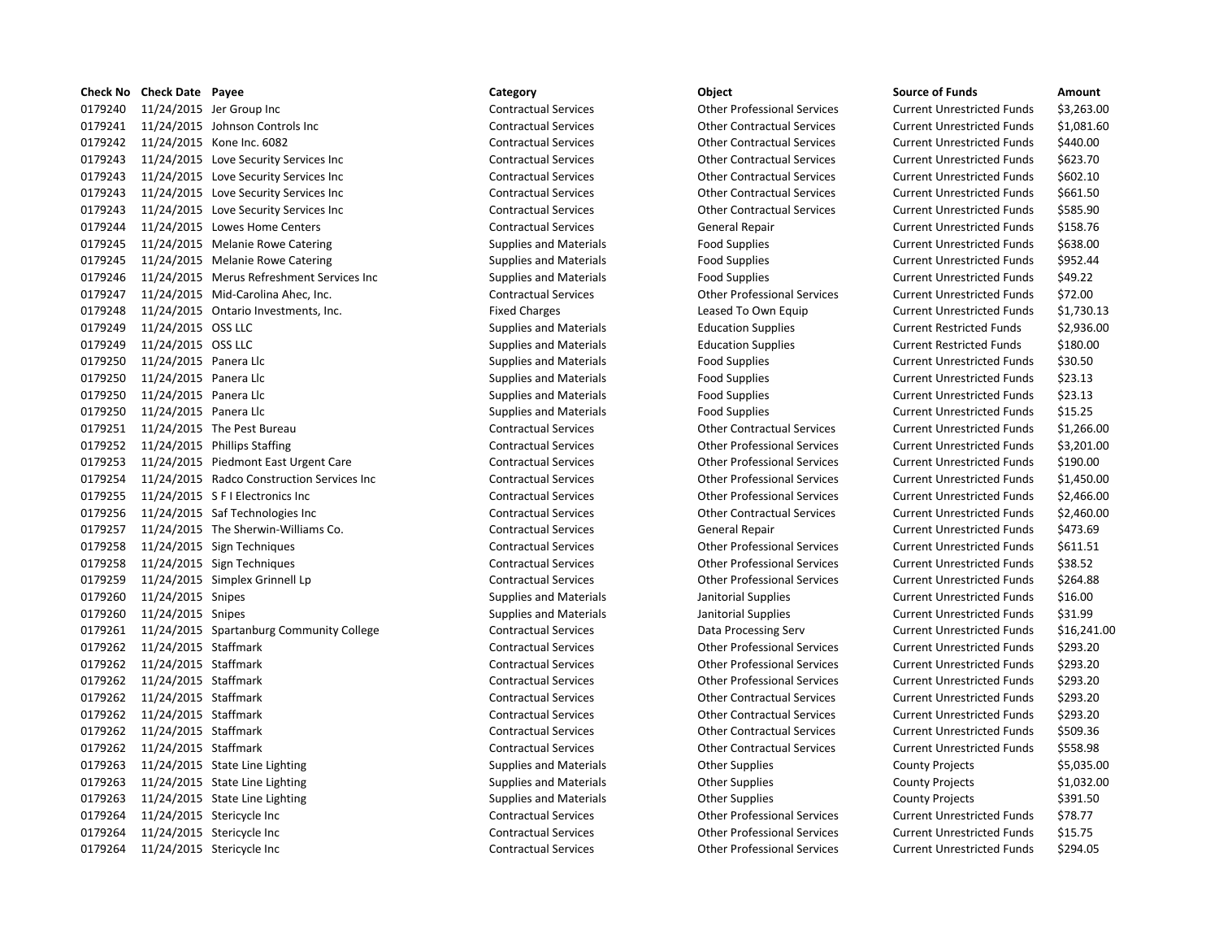| Check No | Check Date | Payee | Category | Object | Source of Funds | Amount |
|---|---|---|---|---|---|---|
| 0179240 | 11/24/2015 | Jer Group Inc | Contractual Services | Other Professional Services | Current Unrestricted Funds | $3,263.00 |
| 0179241 | 11/24/2015 | Johnson Controls Inc | Contractual Services | Other Contractual Services | Current Unrestricted Funds | $1,081.60 |
| 0179242 | 11/24/2015 | Kone Inc. 6082 | Contractual Services | Other Contractual Services | Current Unrestricted Funds | $440.00 |
| 0179243 | 11/24/2015 | Love Security Services Inc | Contractual Services | Other Contractual Services | Current Unrestricted Funds | $623.70 |
| 0179243 | 11/24/2015 | Love Security Services Inc | Contractual Services | Other Contractual Services | Current Unrestricted Funds | $602.10 |
| 0179243 | 11/24/2015 | Love Security Services Inc | Contractual Services | Other Contractual Services | Current Unrestricted Funds | $661.50 |
| 0179243 | 11/24/2015 | Love Security Services Inc | Contractual Services | Other Contractual Services | Current Unrestricted Funds | $585.90 |
| 0179244 | 11/24/2015 | Lowes Home Centers | Contractual Services | General Repair | Current Unrestricted Funds | $158.76 |
| 0179245 | 11/24/2015 | Melanie Rowe Catering | Supplies and Materials | Food Supplies | Current Unrestricted Funds | $638.00 |
| 0179245 | 11/24/2015 | Melanie Rowe Catering | Supplies and Materials | Food Supplies | Current Unrestricted Funds | $952.44 |
| 0179246 | 11/24/2015 | Merus Refreshment Services Inc | Supplies and Materials | Food Supplies | Current Unrestricted Funds | $49.22 |
| 0179247 | 11/24/2015 | Mid-Carolina Ahec, Inc. | Contractual Services | Other Professional Services | Current Unrestricted Funds | $72.00 |
| 0179248 | 11/24/2015 | Ontario Investments, Inc. | Fixed Charges | Leased To Own Equip | Current Unrestricted Funds | $1,730.13 |
| 0179249 | 11/24/2015 | OSS LLC | Supplies and Materials | Education Supplies | Current Restricted Funds | $2,936.00 |
| 0179249 | 11/24/2015 | OSS LLC | Supplies and Materials | Education Supplies | Current Restricted Funds | $180.00 |
| 0179250 | 11/24/2015 | Panera Llc | Supplies and Materials | Food Supplies | Current Unrestricted Funds | $30.50 |
| 0179250 | 11/24/2015 | Panera Llc | Supplies and Materials | Food Supplies | Current Unrestricted Funds | $23.13 |
| 0179250 | 11/24/2015 | Panera Llc | Supplies and Materials | Food Supplies | Current Unrestricted Funds | $23.13 |
| 0179250 | 11/24/2015 | Panera Llc | Supplies and Materials | Food Supplies | Current Unrestricted Funds | $15.25 |
| 0179251 | 11/24/2015 | The Pest Bureau | Contractual Services | Other Contractual Services | Current Unrestricted Funds | $1,266.00 |
| 0179252 | 11/24/2015 | Phillips Staffing | Contractual Services | Other Professional Services | Current Unrestricted Funds | $3,201.00 |
| 0179253 | 11/24/2015 | Piedmont East Urgent Care | Contractual Services | Other Professional Services | Current Unrestricted Funds | $190.00 |
| 0179254 | 11/24/2015 | Radco Construction Services Inc | Contractual Services | Other Professional Services | Current Unrestricted Funds | $1,450.00 |
| 0179255 | 11/24/2015 | S F I Electronics Inc | Contractual Services | Other Professional Services | Current Unrestricted Funds | $2,466.00 |
| 0179256 | 11/24/2015 | Saf Technologies Inc | Contractual Services | Other Contractual Services | Current Unrestricted Funds | $2,460.00 |
| 0179257 | 11/24/2015 | The Sherwin-Williams Co. | Contractual Services | General Repair | Current Unrestricted Funds | $473.69 |
| 0179258 | 11/24/2015 | Sign Techniques | Contractual Services | Other Professional Services | Current Unrestricted Funds | $611.51 |
| 0179258 | 11/24/2015 | Sign Techniques | Contractual Services | Other Professional Services | Current Unrestricted Funds | $38.52 |
| 0179259 | 11/24/2015 | Simplex Grinnell Lp | Contractual Services | Other Professional Services | Current Unrestricted Funds | $264.88 |
| 0179260 | 11/24/2015 | Snipes | Supplies and Materials | Janitorial Supplies | Current Unrestricted Funds | $16.00 |
| 0179260 | 11/24/2015 | Snipes | Supplies and Materials | Janitorial Supplies | Current Unrestricted Funds | $31.99 |
| 0179261 | 11/24/2015 | Spartanburg Community College | Contractual Services | Data Processing Serv | Current Unrestricted Funds | $16,241.00 |
| 0179262 | 11/24/2015 | Staffmark | Contractual Services | Other Professional Services | Current Unrestricted Funds | $293.20 |
| 0179262 | 11/24/2015 | Staffmark | Contractual Services | Other Professional Services | Current Unrestricted Funds | $293.20 |
| 0179262 | 11/24/2015 | Staffmark | Contractual Services | Other Professional Services | Current Unrestricted Funds | $293.20 |
| 0179262 | 11/24/2015 | Staffmark | Contractual Services | Other Contractual Services | Current Unrestricted Funds | $293.20 |
| 0179262 | 11/24/2015 | Staffmark | Contractual Services | Other Contractual Services | Current Unrestricted Funds | $293.20 |
| 0179262 | 11/24/2015 | Staffmark | Contractual Services | Other Contractual Services | Current Unrestricted Funds | $509.36 |
| 0179262 | 11/24/2015 | Staffmark | Contractual Services | Other Contractual Services | Current Unrestricted Funds | $558.98 |
| 0179263 | 11/24/2015 | State Line Lighting | Supplies and Materials | Other Supplies | County Projects | $5,035.00 |
| 0179263 | 11/24/2015 | State Line Lighting | Supplies and Materials | Other Supplies | County Projects | $1,032.00 |
| 0179263 | 11/24/2015 | State Line Lighting | Supplies and Materials | Other Supplies | County Projects | $391.50 |
| 0179264 | 11/24/2015 | Stericycle Inc | Contractual Services | Other Professional Services | Current Unrestricted Funds | $78.77 |
| 0179264 | 11/24/2015 | Stericycle Inc | Contractual Services | Other Professional Services | Current Unrestricted Funds | $15.75 |
| 0179264 | 11/24/2015 | Stericycle Inc | Contractual Services | Other Professional Services | Current Unrestricted Funds | $294.05 |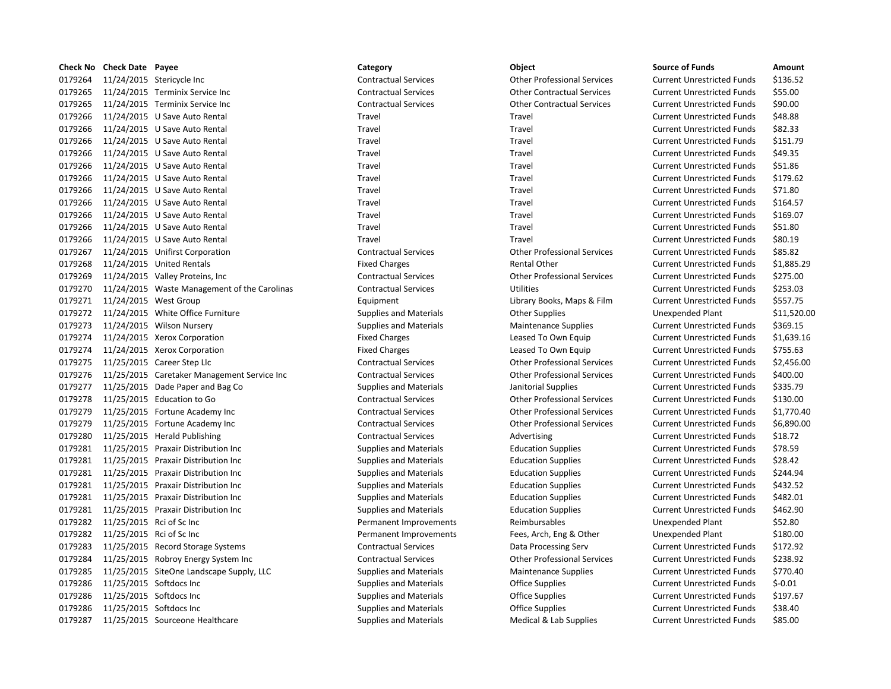| Check No | Check Date | Payee | Category | Object | Source of Funds | Amount |
|---|---|---|---|---|---|---|
| 0179264 | 11/24/2015 | Stericycle Inc | Contractual Services | Other Professional Services | Current Unrestricted Funds | $136.52 |
| 0179265 | 11/24/2015 | Terminix Service Inc | Contractual Services | Other Contractual Services | Current Unrestricted Funds | $55.00 |
| 0179265 | 11/24/2015 | Terminix Service Inc | Contractual Services | Other Contractual Services | Current Unrestricted Funds | $90.00 |
| 0179266 | 11/24/2015 | U Save Auto Rental | Travel | Travel | Current Unrestricted Funds | $48.88 |
| 0179266 | 11/24/2015 | U Save Auto Rental | Travel | Travel | Current Unrestricted Funds | $82.33 |
| 0179266 | 11/24/2015 | U Save Auto Rental | Travel | Travel | Current Unrestricted Funds | $151.79 |
| 0179266 | 11/24/2015 | U Save Auto Rental | Travel | Travel | Current Unrestricted Funds | $49.35 |
| 0179266 | 11/24/2015 | U Save Auto Rental | Travel | Travel | Current Unrestricted Funds | $51.86 |
| 0179266 | 11/24/2015 | U Save Auto Rental | Travel | Travel | Current Unrestricted Funds | $179.62 |
| 0179266 | 11/24/2015 | U Save Auto Rental | Travel | Travel | Current Unrestricted Funds | $71.80 |
| 0179266 | 11/24/2015 | U Save Auto Rental | Travel | Travel | Current Unrestricted Funds | $164.57 |
| 0179266 | 11/24/2015 | U Save Auto Rental | Travel | Travel | Current Unrestricted Funds | $169.07 |
| 0179266 | 11/24/2015 | U Save Auto Rental | Travel | Travel | Current Unrestricted Funds | $51.80 |
| 0179266 | 11/24/2015 | U Save Auto Rental | Travel | Travel | Current Unrestricted Funds | $80.19 |
| 0179267 | 11/24/2015 | Unifirst Corporation | Contractual Services | Other Professional Services | Current Unrestricted Funds | $85.82 |
| 0179268 | 11/24/2015 | United Rentals | Fixed Charges | Rental Other | Current Unrestricted Funds | $1,885.29 |
| 0179269 | 11/24/2015 | Valley Proteins, Inc | Contractual Services | Other Professional Services | Current Unrestricted Funds | $275.00 |
| 0179270 | 11/24/2015 | Waste Management of the Carolinas | Contractual Services | Utilities | Current Unrestricted Funds | $253.03 |
| 0179271 | 11/24/2015 | West Group | Equipment | Library Books, Maps & Film | Current Unrestricted Funds | $557.75 |
| 0179272 | 11/24/2015 | White Office Furniture | Supplies and Materials | Other Supplies | Unexpended Plant | $11,520.00 |
| 0179273 | 11/24/2015 | Wilson Nursery | Supplies and Materials | Maintenance Supplies | Current Unrestricted Funds | $369.15 |
| 0179274 | 11/24/2015 | Xerox Corporation | Fixed Charges | Leased To Own Equip | Current Unrestricted Funds | $1,639.16 |
| 0179274 | 11/24/2015 | Xerox Corporation | Fixed Charges | Leased To Own Equip | Current Unrestricted Funds | $755.63 |
| 0179275 | 11/25/2015 | Career Step Llc | Contractual Services | Other Professional Services | Current Unrestricted Funds | $2,456.00 |
| 0179276 | 11/25/2015 | Caretaker Management Service Inc | Contractual Services | Other Professional Services | Current Unrestricted Funds | $400.00 |
| 0179277 | 11/25/2015 | Dade Paper and Bag Co | Supplies and Materials | Janitorial Supplies | Current Unrestricted Funds | $335.79 |
| 0179278 | 11/25/2015 | Education to Go | Contractual Services | Other Professional Services | Current Unrestricted Funds | $130.00 |
| 0179279 | 11/25/2015 | Fortune Academy Inc | Contractual Services | Other Professional Services | Current Unrestricted Funds | $1,770.40 |
| 0179279 | 11/25/2015 | Fortune Academy Inc | Contractual Services | Other Professional Services | Current Unrestricted Funds | $6,890.00 |
| 0179280 | 11/25/2015 | Herald Publishing | Contractual Services | Advertising | Current Unrestricted Funds | $18.72 |
| 0179281 | 11/25/2015 | Praxair Distribution Inc | Supplies and Materials | Education Supplies | Current Unrestricted Funds | $78.59 |
| 0179281 | 11/25/2015 | Praxair Distribution Inc | Supplies and Materials | Education Supplies | Current Unrestricted Funds | $28.42 |
| 0179281 | 11/25/2015 | Praxair Distribution Inc | Supplies and Materials | Education Supplies | Current Unrestricted Funds | $244.94 |
| 0179281 | 11/25/2015 | Praxair Distribution Inc | Supplies and Materials | Education Supplies | Current Unrestricted Funds | $432.52 |
| 0179281 | 11/25/2015 | Praxair Distribution Inc | Supplies and Materials | Education Supplies | Current Unrestricted Funds | $482.01 |
| 0179281 | 11/25/2015 | Praxair Distribution Inc | Supplies and Materials | Education Supplies | Current Unrestricted Funds | $462.90 |
| 0179282 | 11/25/2015 | Rci of Sc Inc | Permanent Improvements | Reimbursables | Unexpended Plant | $52.80 |
| 0179282 | 11/25/2015 | Rci of Sc Inc | Permanent Improvements | Fees, Arch, Eng & Other | Unexpended Plant | $180.00 |
| 0179283 | 11/25/2015 | Record Storage Systems | Contractual Services | Data Processing Serv | Current Unrestricted Funds | $172.92 |
| 0179284 | 11/25/2015 | Robroy Energy System Inc | Contractual Services | Other Professional Services | Current Unrestricted Funds | $238.92 |
| 0179285 | 11/25/2015 | SiteOne Landscape Supply, LLC | Supplies and Materials | Maintenance Supplies | Current Unrestricted Funds | $770.40 |
| 0179286 | 11/25/2015 | Softdocs Inc | Supplies and Materials | Office Supplies | Current Unrestricted Funds | $-0.01 |
| 0179286 | 11/25/2015 | Softdocs Inc | Supplies and Materials | Office Supplies | Current Unrestricted Funds | $197.67 |
| 0179286 | 11/25/2015 | Softdocs Inc | Supplies and Materials | Office Supplies | Current Unrestricted Funds | $38.40 |
| 0179287 | 11/25/2015 | Sourceone Healthcare | Supplies and Materials | Medical & Lab Supplies | Current Unrestricted Funds | $85.00 |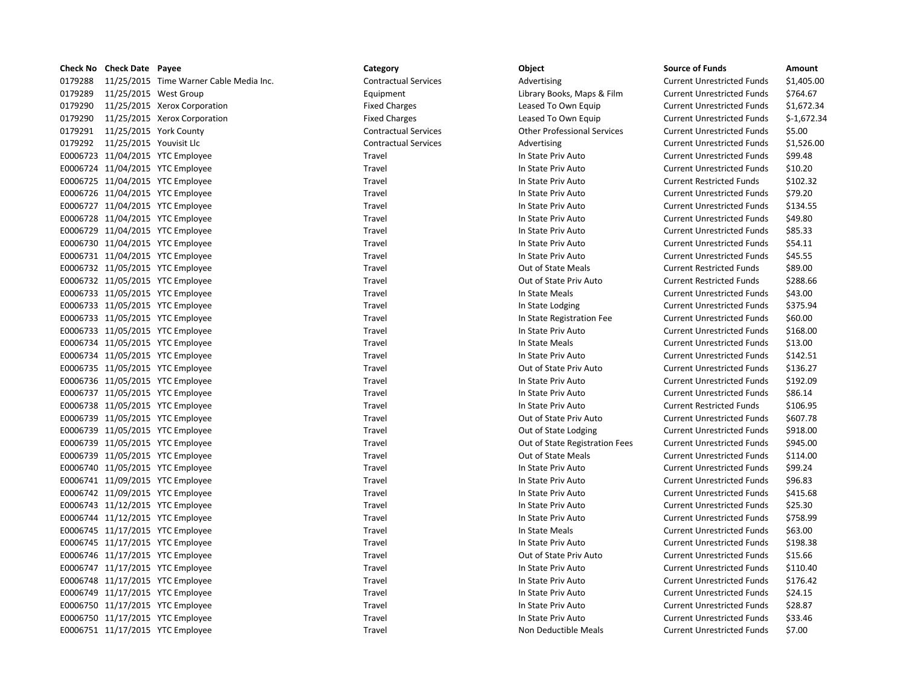| Check No | Check Date | Payee | Category | Object | Source of Funds | Amount |
|---|---|---|---|---|---|---|
| 0179288 | 11/25/2015 | Time Warner Cable Media Inc. | Contractual Services | Advertising | Current Unrestricted Funds | $1,405.00 |
| 0179289 | 11/25/2015 | West Group | Equipment | Library Books, Maps & Film | Current Unrestricted Funds | $764.67 |
| 0179290 | 11/25/2015 | Xerox Corporation | Fixed Charges | Leased To Own Equip | Current Unrestricted Funds | $1,672.34 |
| 0179290 | 11/25/2015 | Xerox Corporation | Fixed Charges | Leased To Own Equip | Current Unrestricted Funds | $-1,672.34 |
| 0179291 | 11/25/2015 | York County | Contractual Services | Other Professional Services | Current Unrestricted Funds | $5.00 |
| 0179292 | 11/25/2015 | Youvisit Llc | Contractual Services | Advertising | Current Unrestricted Funds | $1,526.00 |
| E0006723 | 11/04/2015 | YTC Employee | Travel | In State Priv Auto | Current Unrestricted Funds | $99.48 |
| E0006724 | 11/04/2015 | YTC Employee | Travel | In State Priv Auto | Current Unrestricted Funds | $10.20 |
| E0006725 | 11/04/2015 | YTC Employee | Travel | In State Priv Auto | Current Restricted Funds | $102.32 |
| E0006726 | 11/04/2015 | YTC Employee | Travel | In State Priv Auto | Current Unrestricted Funds | $79.20 |
| E0006727 | 11/04/2015 | YTC Employee | Travel | In State Priv Auto | Current Unrestricted Funds | $134.55 |
| E0006728 | 11/04/2015 | YTC Employee | Travel | In State Priv Auto | Current Unrestricted Funds | $49.80 |
| E0006729 | 11/04/2015 | YTC Employee | Travel | In State Priv Auto | Current Unrestricted Funds | $85.33 |
| E0006730 | 11/04/2015 | YTC Employee | Travel | In State Priv Auto | Current Unrestricted Funds | $54.11 |
| E0006731 | 11/04/2015 | YTC Employee | Travel | In State Priv Auto | Current Unrestricted Funds | $45.55 |
| E0006732 | 11/05/2015 | YTC Employee | Travel | Out of State Meals | Current Restricted Funds | $89.00 |
| E0006732 | 11/05/2015 | YTC Employee | Travel | Out of State Priv Auto | Current Restricted Funds | $288.66 |
| E0006733 | 11/05/2015 | YTC Employee | Travel | In State Meals | Current Unrestricted Funds | $43.00 |
| E0006733 | 11/05/2015 | YTC Employee | Travel | In State Lodging | Current Unrestricted Funds | $375.94 |
| E0006733 | 11/05/2015 | YTC Employee | Travel | In State Registration Fee | Current Unrestricted Funds | $60.00 |
| E0006733 | 11/05/2015 | YTC Employee | Travel | In State Priv Auto | Current Unrestricted Funds | $168.00 |
| E0006734 | 11/05/2015 | YTC Employee | Travel | In State Meals | Current Unrestricted Funds | $13.00 |
| E0006734 | 11/05/2015 | YTC Employee | Travel | In State Priv Auto | Current Unrestricted Funds | $142.51 |
| E0006735 | 11/05/2015 | YTC Employee | Travel | Out of State Priv Auto | Current Unrestricted Funds | $136.27 |
| E0006736 | 11/05/2015 | YTC Employee | Travel | In State Priv Auto | Current Unrestricted Funds | $192.09 |
| E0006737 | 11/05/2015 | YTC Employee | Travel | In State Priv Auto | Current Unrestricted Funds | $86.14 |
| E0006738 | 11/05/2015 | YTC Employee | Travel | In State Priv Auto | Current Restricted Funds | $106.95 |
| E0006739 | 11/05/2015 | YTC Employee | Travel | Out of State Priv Auto | Current Unrestricted Funds | $607.78 |
| E0006739 | 11/05/2015 | YTC Employee | Travel | Out of State Lodging | Current Unrestricted Funds | $918.00 |
| E0006739 | 11/05/2015 | YTC Employee | Travel | Out of State Registration Fees | Current Unrestricted Funds | $945.00 |
| E0006739 | 11/05/2015 | YTC Employee | Travel | Out of State Meals | Current Unrestricted Funds | $114.00 |
| E0006740 | 11/05/2015 | YTC Employee | Travel | In State Priv Auto | Current Unrestricted Funds | $99.24 |
| E0006741 | 11/09/2015 | YTC Employee | Travel | In State Priv Auto | Current Unrestricted Funds | $96.83 |
| E0006742 | 11/09/2015 | YTC Employee | Travel | In State Priv Auto | Current Unrestricted Funds | $415.68 |
| E0006743 | 11/12/2015 | YTC Employee | Travel | In State Priv Auto | Current Unrestricted Funds | $25.30 |
| E0006744 | 11/12/2015 | YTC Employee | Travel | In State Priv Auto | Current Unrestricted Funds | $758.99 |
| E0006745 | 11/17/2015 | YTC Employee | Travel | In State Meals | Current Unrestricted Funds | $63.00 |
| E0006745 | 11/17/2015 | YTC Employee | Travel | In State Priv Auto | Current Unrestricted Funds | $198.38 |
| E0006746 | 11/17/2015 | YTC Employee | Travel | Out of State Priv Auto | Current Unrestricted Funds | $15.66 |
| E0006747 | 11/17/2015 | YTC Employee | Travel | In State Priv Auto | Current Unrestricted Funds | $110.40 |
| E0006748 | 11/17/2015 | YTC Employee | Travel | In State Priv Auto | Current Unrestricted Funds | $176.42 |
| E0006749 | 11/17/2015 | YTC Employee | Travel | In State Priv Auto | Current Unrestricted Funds | $24.15 |
| E0006750 | 11/17/2015 | YTC Employee | Travel | In State Priv Auto | Current Unrestricted Funds | $28.87 |
| E0006750 | 11/17/2015 | YTC Employee | Travel | In State Priv Auto | Current Unrestricted Funds | $33.46 |
| E0006751 | 11/17/2015 | YTC Employee | Travel | Non Deductible Meals | Current Unrestricted Funds | $7.00 |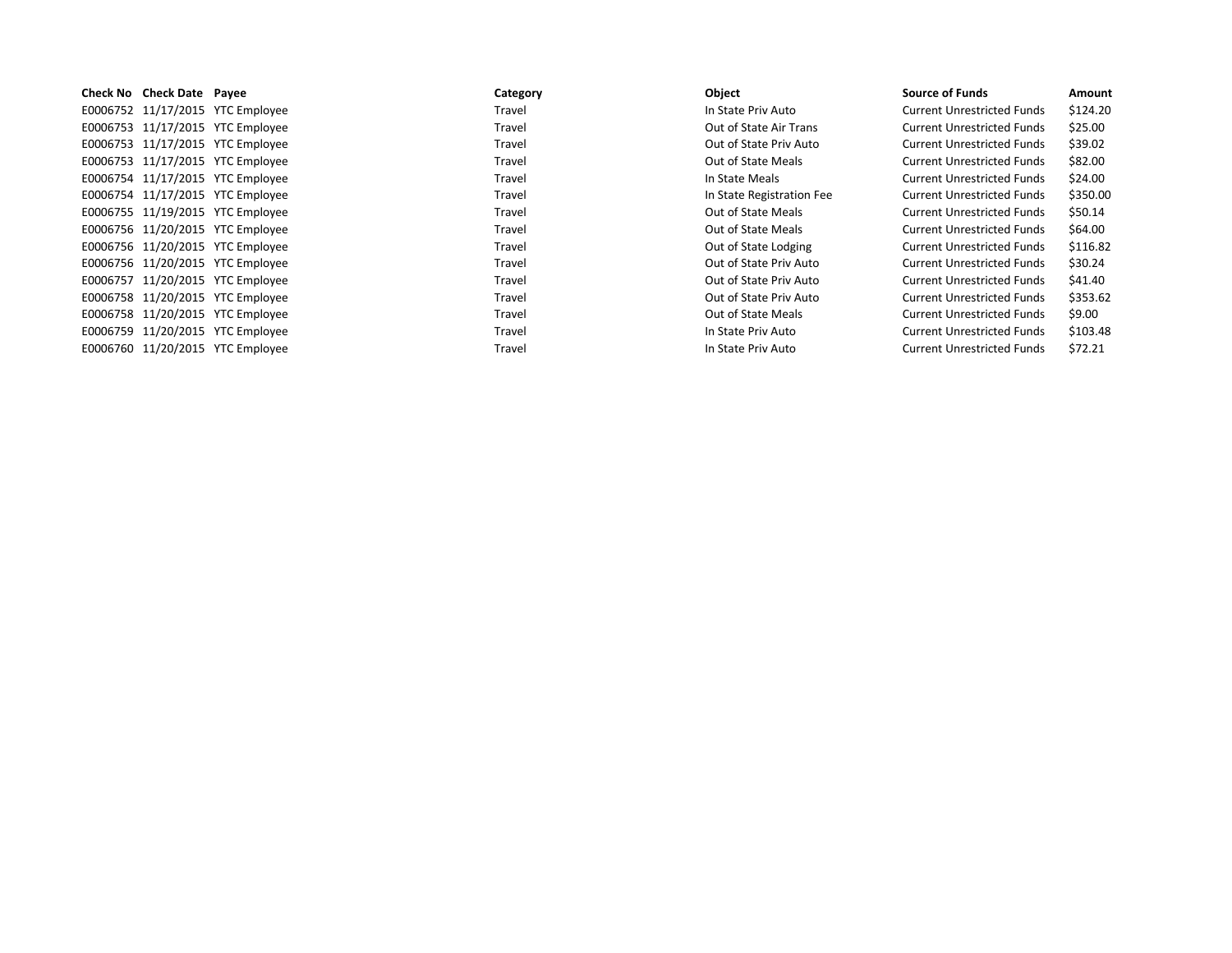| Check No | Check Date | Payee | Category | Object | Source of Funds | Amount |
|---|---|---|---|---|---|---|
| E0006752 | 11/17/2015 | YTC Employee | Travel | In State Priv Auto | Current Unrestricted Funds | $124.20 |
| E0006753 | 11/17/2015 | YTC Employee | Travel | Out of State Air Trans | Current Unrestricted Funds | $25.00 |
| E0006753 | 11/17/2015 | YTC Employee | Travel | Out of State Priv Auto | Current Unrestricted Funds | $39.02 |
| E0006753 | 11/17/2015 | YTC Employee | Travel | Out of State Meals | Current Unrestricted Funds | $82.00 |
| E0006754 | 11/17/2015 | YTC Employee | Travel | In State Meals | Current Unrestricted Funds | $24.00 |
| E0006754 | 11/17/2015 | YTC Employee | Travel | In State Registration Fee | Current Unrestricted Funds | $350.00 |
| E0006755 | 11/19/2015 | YTC Employee | Travel | Out of State Meals | Current Unrestricted Funds | $50.14 |
| E0006756 | 11/20/2015 | YTC Employee | Travel | Out of State Meals | Current Unrestricted Funds | $64.00 |
| E0006756 | 11/20/2015 | YTC Employee | Travel | Out of State Lodging | Current Unrestricted Funds | $116.82 |
| E0006756 | 11/20/2015 | YTC Employee | Travel | Out of State Priv Auto | Current Unrestricted Funds | $30.24 |
| E0006757 | 11/20/2015 | YTC Employee | Travel | Out of State Priv Auto | Current Unrestricted Funds | $41.40 |
| E0006758 | 11/20/2015 | YTC Employee | Travel | Out of State Priv Auto | Current Unrestricted Funds | $353.62 |
| E0006758 | 11/20/2015 | YTC Employee | Travel | Out of State Meals | Current Unrestricted Funds | $9.00 |
| E0006759 | 11/20/2015 | YTC Employee | Travel | In State Priv Auto | Current Unrestricted Funds | $103.48 |
| E0006760 | 11/20/2015 | YTC Employee | Travel | In State Priv Auto | Current Unrestricted Funds | $72.21 |